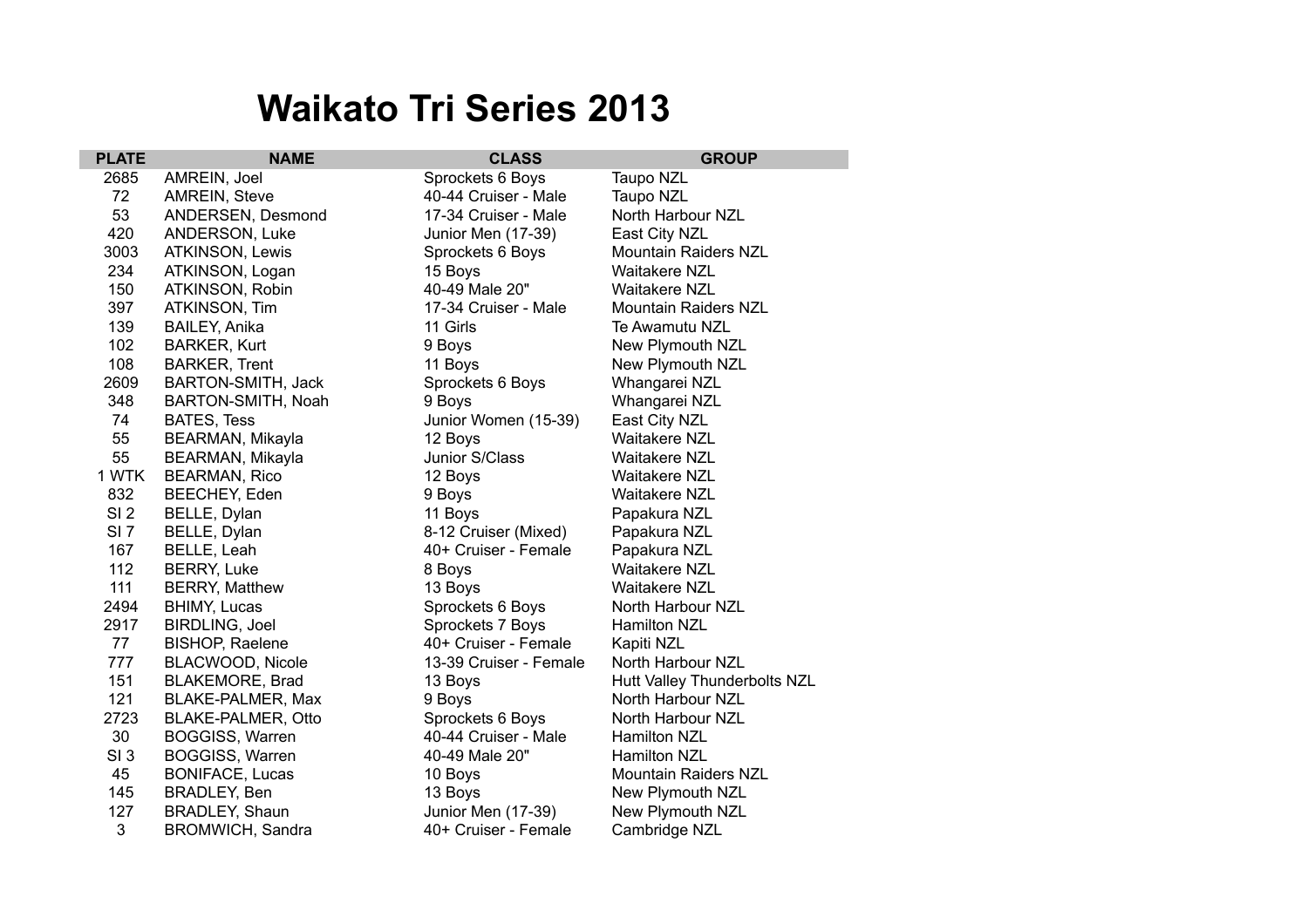# Waikato Tri Series 2013

| PLATE | NAME | CLASS | GROUP |
|---|---|---|---|
| 2685 | AMREIN, Joel | Sprockets 6 Boys | Taupo NZL |
| 72 | AMREIN, Steve | 40-44 Cruiser - Male | Taupo NZL |
| 53 | ANDERSEN, Desmond | 17-34 Cruiser - Male | North Harbour NZL |
| 420 | ANDERSON, Luke | Junior Men (17-39) | East City NZL |
| 3003 | ATKINSON, Lewis | Sprockets 6 Boys | Mountain Raiders NZL |
| 234 | ATKINSON, Logan | 15 Boys | Waitakere NZL |
| 150 | ATKINSON, Robin | 40-49 Male 20" | Waitakere NZL |
| 397 | ATKINSON, Tim | 17-34 Cruiser - Male | Mountain Raiders NZL |
| 139 | BAILEY, Anika | 11 Girls | Te Awamutu NZL |
| 102 | BARKER, Kurt | 9 Boys | New Plymouth NZL |
| 108 | BARKER, Trent | 11 Boys | New Plymouth NZL |
| 2609 | BARTON-SMITH, Jack | Sprockets 6 Boys | Whangarei NZL |
| 348 | BARTON-SMITH, Noah | 9 Boys | Whangarei NZL |
| 74 | BATES, Tess | Junior Women (15-39) | East City NZL |
| 55 | BEARMAN, Mikayla | 12 Boys | Waitakere NZL |
| 55 | BEARMAN, Mikayla | Junior S/Class | Waitakere NZL |
| 1 WTK | BEARMAN, Rico | 12 Boys | Waitakere NZL |
| 832 | BEECHEY, Eden | 9 Boys | Waitakere NZL |
| SI 2 | BELLE, Dylan | 11 Boys | Papakura NZL |
| SI 7 | BELLE, Dylan | 8-12 Cruiser (Mixed) | Papakura NZL |
| 167 | BELLE, Leah | 40+ Cruiser - Female | Papakura NZL |
| 112 | BERRY, Luke | 8 Boys | Waitakere NZL |
| 111 | BERRY, Matthew | 13 Boys | Waitakere NZL |
| 2494 | BHIMY, Lucas | Sprockets 6 Boys | North Harbour NZL |
| 2917 | BIRDLING, Joel | Sprockets 7 Boys | Hamilton NZL |
| 77 | BISHOP, Raelene | 40+ Cruiser - Female | Kapiti NZL |
| 777 | BLACWOOD, Nicole | 13-39 Cruiser - Female | North Harbour NZL |
| 151 | BLAKEMORE, Brad | 13 Boys | Hutt Valley Thunderbolts NZL |
| 121 | BLAKE-PALMER, Max | 9 Boys | North Harbour NZL |
| 2723 | BLAKE-PALMER, Otto | Sprockets 6 Boys | North Harbour NZL |
| 30 | BOGGISS, Warren | 40-44 Cruiser - Male | Hamilton NZL |
| SI 3 | BOGGISS, Warren | 40-49 Male 20" | Hamilton NZL |
| 45 | BONIFACE, Lucas | 10 Boys | Mountain Raiders NZL |
| 145 | BRADLEY, Ben | 13 Boys | New Plymouth NZL |
| 127 | BRADLEY, Shaun | Junior Men (17-39) | New Plymouth NZL |
| 3 | BROMWICH, Sandra | 40+ Cruiser - Female | Cambridge NZL |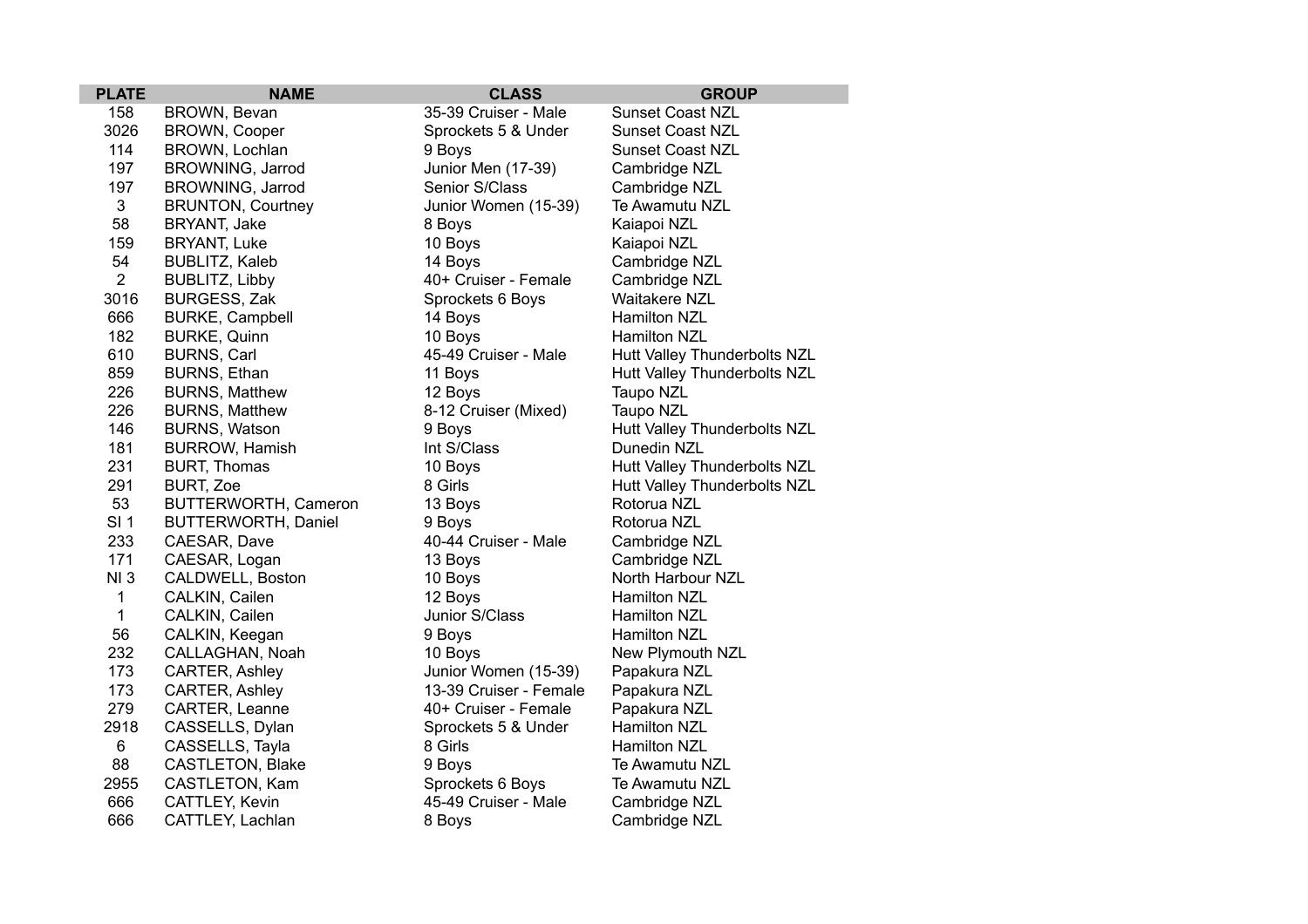| PLATE | NAME | CLASS | GROUP |
|---|---|---|---|
| 158 | BROWN, Bevan | 35-39 Cruiser - Male | Sunset Coast NZL |
| 3026 | BROWN, Cooper | Sprockets 5 & Under | Sunset Coast NZL |
| 114 | BROWN, Lochlan | 9 Boys | Sunset Coast NZL |
| 197 | BROWNING, Jarrod | Junior Men (17-39) | Cambridge NZL |
| 197 | BROWNING, Jarrod | Senior S/Class | Cambridge NZL |
| 3 | BRUNTON, Courtney | Junior Women (15-39) | Te Awamutu NZL |
| 58 | BRYANT, Jake | 8 Boys | Kaiapoi NZL |
| 159 | BRYANT, Luke | 10 Boys | Kaiapoi NZL |
| 54 | BUBLITZ, Kaleb | 14 Boys | Cambridge NZL |
| 2 | BUBLITZ, Libby | 40+ Cruiser - Female | Cambridge NZL |
| 3016 | BURGESS, Zak | Sprockets 6 Boys | Waitakere NZL |
| 666 | BURKE, Campbell | 14 Boys | Hamilton NZL |
| 182 | BURKE, Quinn | 10 Boys | Hamilton NZL |
| 610 | BURNS, Carl | 45-49 Cruiser - Male | Hutt Valley Thunderbolts NZL |
| 859 | BURNS, Ethan | 11 Boys | Hutt Valley Thunderbolts NZL |
| 226 | BURNS, Matthew | 12 Boys | Taupo NZL |
| 226 | BURNS, Matthew | 8-12 Cruiser (Mixed) | Taupo NZL |
| 146 | BURNS, Watson | 9 Boys | Hutt Valley Thunderbolts NZL |
| 181 | BURROW, Hamish | Int S/Class | Dunedin NZL |
| 231 | BURT, Thomas | 10 Boys | Hutt Valley Thunderbolts NZL |
| 291 | BURT, Zoe | 8 Girls | Hutt Valley Thunderbolts NZL |
| 53 | BUTTERWORTH, Cameron | 13 Boys | Rotorua NZL |
| SI 1 | BUTTERWORTH, Daniel | 9 Boys | Rotorua NZL |
| 233 | CAESAR, Dave | 40-44 Cruiser - Male | Cambridge NZL |
| 171 | CAESAR, Logan | 13 Boys | Cambridge NZL |
| NI 3 | CALDWELL, Boston | 10 Boys | North Harbour NZL |
| 1 | CALKIN, Cailen | 12 Boys | Hamilton NZL |
| 1 | CALKIN, Cailen | Junior S/Class | Hamilton NZL |
| 56 | CALKIN, Keegan | 9 Boys | Hamilton NZL |
| 232 | CALLAGHAN, Noah | 10 Boys | New Plymouth NZL |
| 173 | CARTER, Ashley | Junior Women (15-39) | Papakura NZL |
| 173 | CARTER, Ashley | 13-39 Cruiser - Female | Papakura NZL |
| 279 | CARTER, Leanne | 40+ Cruiser - Female | Papakura NZL |
| 2918 | CASSELLS, Dylan | Sprockets 5 & Under | Hamilton NZL |
| 6 | CASSELLS, Tayla | 8 Girls | Hamilton NZL |
| 88 | CASTLETON, Blake | 9 Boys | Te Awamutu NZL |
| 2955 | CASTLETON, Kam | Sprockets 6 Boys | Te Awamutu NZL |
| 666 | CATTLEY, Kevin | 45-49 Cruiser - Male | Cambridge NZL |
| 666 | CATTLEY, Lachlan | 8 Boys | Cambridge NZL |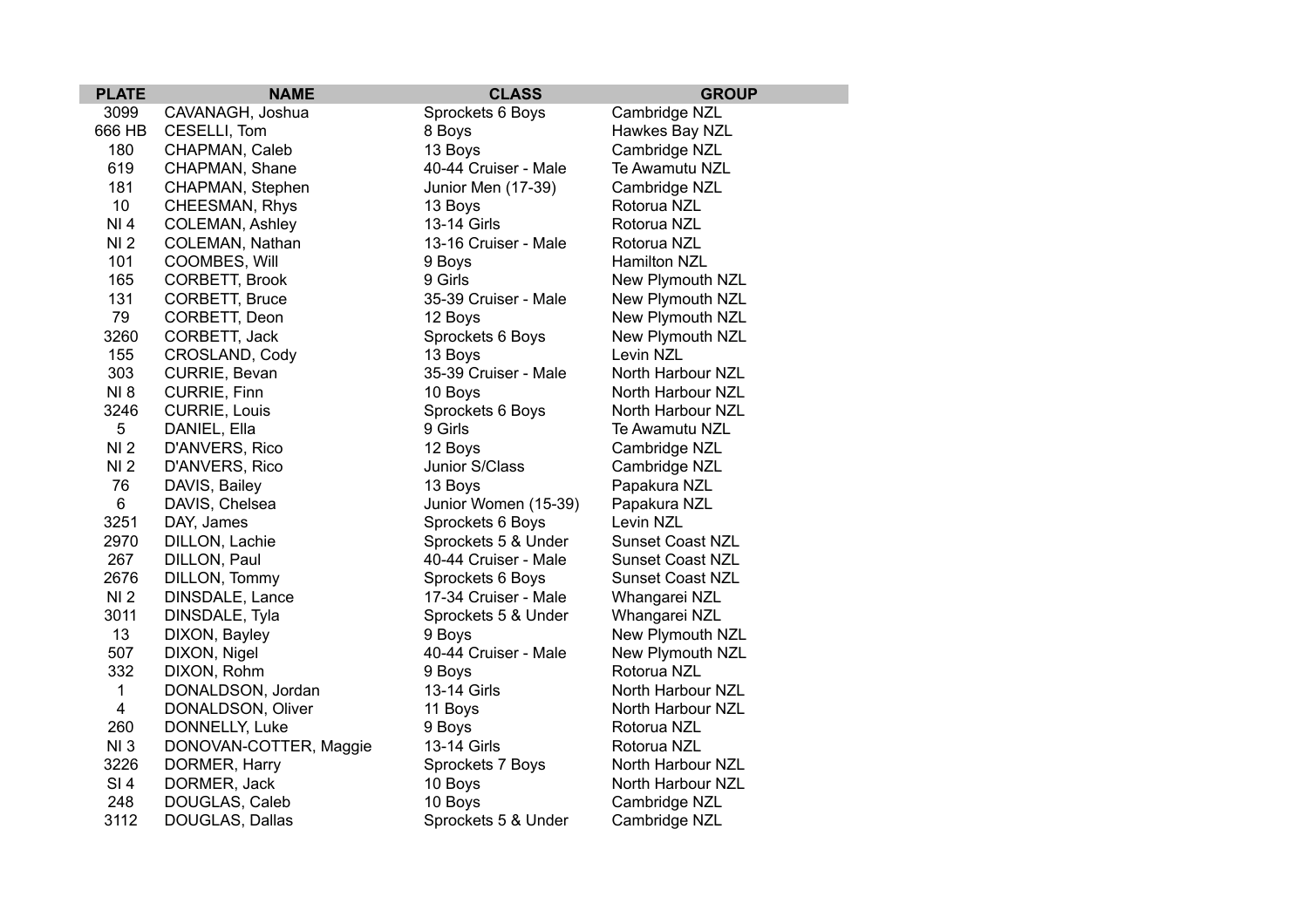| PLATE | NAME | CLASS | GROUP |
| --- | --- | --- | --- |
| 3099 | CAVANAGH, Joshua | Sprockets 6 Boys | Cambridge NZL |
| 666 HB | CESELLI, Tom | 8 Boys | Hawkes Bay NZL |
| 180 | CHAPMAN, Caleb | 13 Boys | Cambridge NZL |
| 619 | CHAPMAN, Shane | 40-44 Cruiser - Male | Te Awamutu NZL |
| 181 | CHAPMAN, Stephen | Junior Men (17-39) | Cambridge NZL |
| 10 | CHEESMAN, Rhys | 13 Boys | Rotorua NZL |
| NI 4 | COLEMAN, Ashley | 13-14 Girls | Rotorua NZL |
| NI 2 | COLEMAN, Nathan | 13-16 Cruiser - Male | Rotorua NZL |
| 101 | COOMBES, Will | 9 Boys | Hamilton NZL |
| 165 | CORBETT, Brook | 9 Girls | New Plymouth NZL |
| 131 | CORBETT, Bruce | 35-39 Cruiser - Male | New Plymouth NZL |
| 79 | CORBETT, Deon | 12 Boys | New Plymouth NZL |
| 3260 | CORBETT, Jack | Sprockets 6 Boys | New Plymouth NZL |
| 155 | CROSLAND, Cody | 13 Boys | Levin NZL |
| 303 | CURRIE, Bevan | 35-39 Cruiser - Male | North Harbour NZL |
| NI 8 | CURRIE, Finn | 10 Boys | North Harbour NZL |
| 3246 | CURRIE, Louis | Sprockets 6 Boys | North Harbour NZL |
| 5 | DANIEL, Ella | 9 Girls | Te Awamutu NZL |
| NI 2 | D'ANVERS, Rico | 12 Boys | Cambridge NZL |
| NI 2 | D'ANVERS, Rico | Junior S/Class | Cambridge NZL |
| 76 | DAVIS, Bailey | 13 Boys | Papakura NZL |
| 6 | DAVIS, Chelsea | Junior Women (15-39) | Papakura NZL |
| 3251 | DAY, James | Sprockets 6 Boys | Levin NZL |
| 2970 | DILLON, Lachie | Sprockets 5 & Under | Sunset Coast NZL |
| 267 | DILLON, Paul | 40-44 Cruiser - Male | Sunset Coast NZL |
| 2676 | DILLON, Tommy | Sprockets 6 Boys | Sunset Coast NZL |
| NI 2 | DINSDALE, Lance | 17-34 Cruiser - Male | Whangarei NZL |
| 3011 | DINSDALE, Tyla | Sprockets 5 & Under | Whangarei NZL |
| 13 | DIXON, Bayley | 9 Boys | New Plymouth NZL |
| 507 | DIXON, Nigel | 40-44 Cruiser - Male | New Plymouth NZL |
| 332 | DIXON, Rohm | 9 Boys | Rotorua NZL |
| 1 | DONALDSON, Jordan | 13-14 Girls | North Harbour NZL |
| 4 | DONALDSON, Oliver | 11 Boys | North Harbour NZL |
| 260 | DONNELLY, Luke | 9 Boys | Rotorua NZL |
| NI 3 | DONOVAN-COTTER, Maggie | 13-14 Girls | Rotorua NZL |
| 3226 | DORMER, Harry | Sprockets 7 Boys | North Harbour NZL |
| SI 4 | DORMER, Jack | 10 Boys | North Harbour NZL |
| 248 | DOUGLAS, Caleb | 10 Boys | Cambridge NZL |
| 3112 | DOUGLAS, Dallas | Sprockets 5 & Under | Cambridge NZL |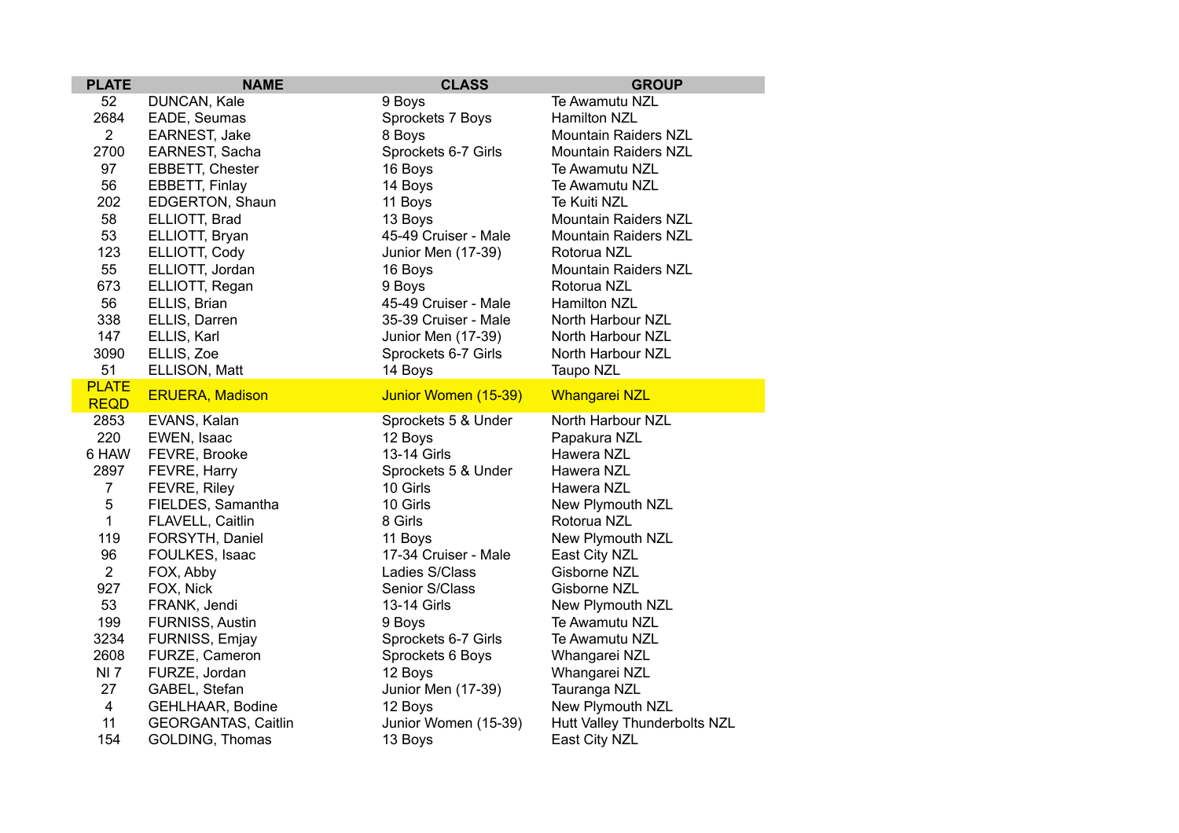| PLATE | NAME | CLASS | GROUP |
|---|---|---|---|
| 52 | DUNCAN, Kale | 9 Boys | Te Awamutu NZL |
| 2684 | EADE, Seumas | Sprockets 7 Boys | Hamilton NZL |
| 2 | EARNEST, Jake | 8 Boys | Mountain Raiders NZL |
| 2700 | EARNEST, Sacha | Sprockets 6-7 Girls | Mountain Raiders NZL |
| 97 | EBBETT, Chester | 16 Boys | Te Awamutu NZL |
| 56 | EBBETT, Finlay | 14 Boys | Te Awamutu NZL |
| 202 | EDGERTON, Shaun | 11 Boys | Te Kuiti NZL |
| 58 | ELLIOTT, Brad | 13 Boys | Mountain Raiders NZL |
| 53 | ELLIOTT, Bryan | 45-49 Cruiser - Male | Mountain Raiders NZL |
| 123 | ELLIOTT, Cody | Junior Men (17-39) | Rotorua NZL |
| 55 | ELLIOTT, Jordan | 16 Boys | Mountain Raiders NZL |
| 673 | ELLIOTT, Regan | 9 Boys | Rotorua NZL |
| 56 | ELLIS, Brian | 45-49 Cruiser - Male | Hamilton NZL |
| 338 | ELLIS, Darren | 35-39 Cruiser - Male | North Harbour NZL |
| 147 | ELLIS, Karl | Junior Men (17-39) | North Harbour NZL |
| 3090 | ELLIS, Zoe | Sprockets 6-7 Girls | North Harbour NZL |
| 51 | ELLISON, Matt | 14 Boys | Taupo NZL |
| PLATE REQD | ERUERA, Madison | Junior Women (15-39) | Whangarei NZL |
| 2853 | EVANS, Kalan | Sprockets 5 & Under | North Harbour NZL |
| 220 | EWEN, Isaac | 12 Boys | Papakura NZL |
| 6 HAW | FEVRE, Brooke | 13-14 Girls | Hawera NZL |
| 2897 | FEVRE, Harry | Sprockets 5 & Under | Hawera NZL |
| 7 | FEVRE, Riley | 10 Girls | Hawera NZL |
| 5 | FIELDES, Samantha | 10 Girls | New Plymouth NZL |
| 1 | FLAVELL, Caitlin | 8 Girls | Rotorua NZL |
| 119 | FORSYTH, Daniel | 11 Boys | New Plymouth NZL |
| 96 | FOULKES, Isaac | 17-34 Cruiser - Male | East City NZL |
| 2 | FOX, Abby | Ladies S/Class | Gisborne NZL |
| 927 | FOX, Nick | Senior S/Class | Gisborne NZL |
| 53 | FRANK, Jendi | 13-14 Girls | New Plymouth NZL |
| 199 | FURNISS, Austin | 9 Boys | Te Awamutu NZL |
| 3234 | FURNISS, Emjay | Sprockets 6-7 Girls | Te Awamutu NZL |
| 2608 | FURZE, Cameron | Sprockets 6 Boys | Whangarei NZL |
| NI 7 | FURZE, Jordan | 12 Boys | Whangarei NZL |
| 27 | GABEL, Stefan | Junior Men (17-39) | Tauranga NZL |
| 4 | GEHLHAAR, Bodine | 12 Boys | New Plymouth NZL |
| 11 | GEORGANTAS, Caitlin | Junior Women (15-39) | Hutt Valley Thunderbolts NZL |
| 154 | GOLDING, Thomas | 13 Boys | East City NZL |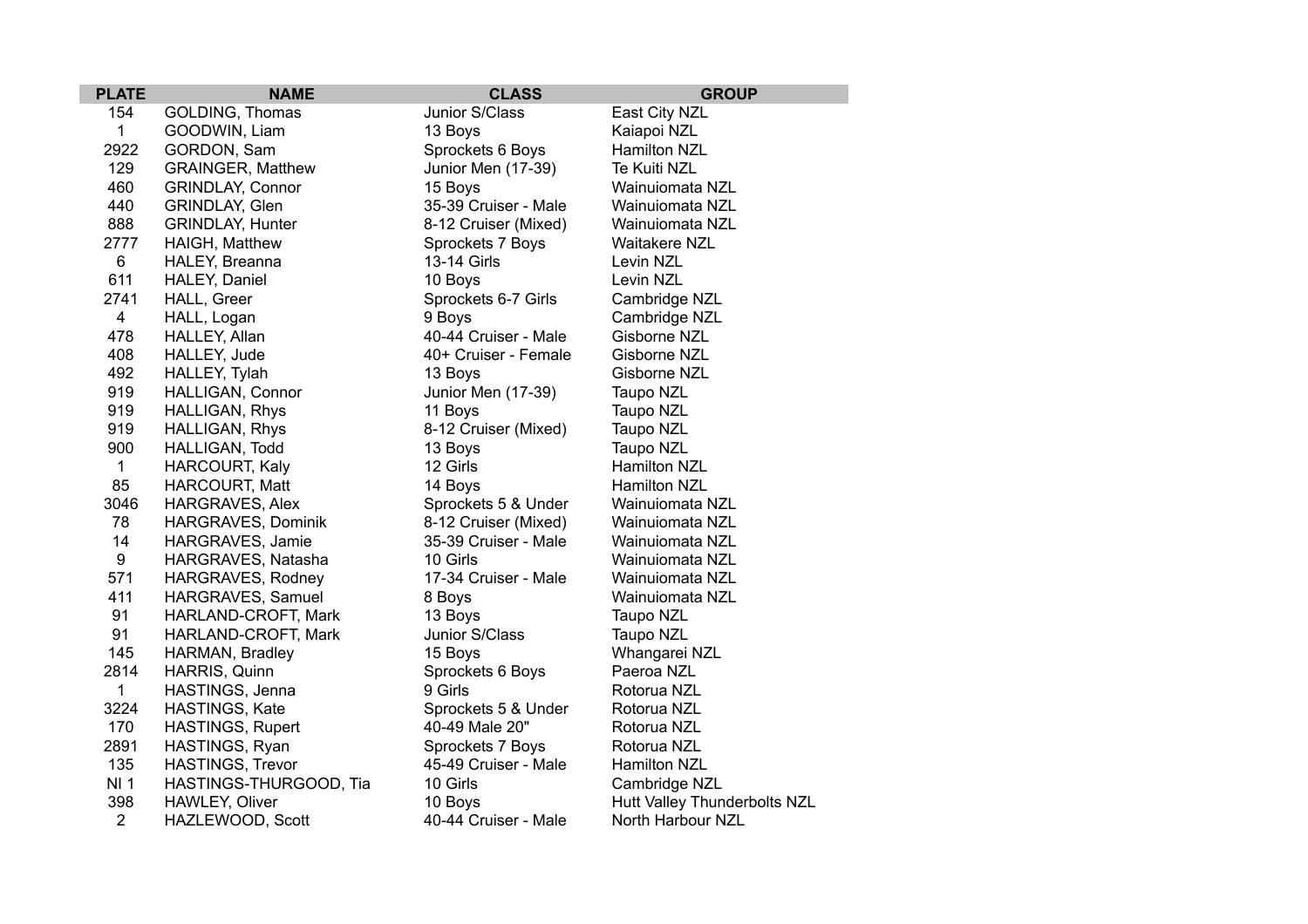| PLATE | NAME | CLASS | GROUP |
| --- | --- | --- | --- |
| 154 | GOLDING, Thomas | Junior S/Class | East City NZL |
| 1 | GOODWIN, Liam | 13 Boys | Kaiapoi NZL |
| 2922 | GORDON, Sam | Sprockets 6 Boys | Hamilton NZL |
| 129 | GRAINGER, Matthew | Junior Men (17-39) | Te Kuiti NZL |
| 460 | GRINDLAY, Connor | 15 Boys | Wainuiomata NZL |
| 440 | GRINDLAY, Glen | 35-39 Cruiser - Male | Wainuiomata NZL |
| 888 | GRINDLAY, Hunter | 8-12 Cruiser (Mixed) | Wainuiomata NZL |
| 2777 | HAIGH, Matthew | Sprockets 7 Boys | Waitakere NZL |
| 6 | HALEY, Breanna | 13-14 Girls | Levin NZL |
| 611 | HALEY, Daniel | 10 Boys | Levin NZL |
| 2741 | HALL, Greer | Sprockets 6-7 Girls | Cambridge NZL |
| 4 | HALL, Logan | 9 Boys | Cambridge NZL |
| 478 | HALLEY, Allan | 40-44 Cruiser - Male | Gisborne NZL |
| 408 | HALLEY, Jude | 40+ Cruiser - Female | Gisborne NZL |
| 492 | HALLEY, Tylah | 13 Boys | Gisborne NZL |
| 919 | HALLIGAN, Connor | Junior Men (17-39) | Taupo NZL |
| 919 | HALLIGAN, Rhys | 11 Boys | Taupo NZL |
| 919 | HALLIGAN, Rhys | 8-12 Cruiser (Mixed) | Taupo NZL |
| 900 | HALLIGAN, Todd | 13 Boys | Taupo NZL |
| 1 | HARCOURT, Kaly | 12 Girls | Hamilton NZL |
| 85 | HARCOURT, Matt | 14 Boys | Hamilton NZL |
| 3046 | HARGRAVES, Alex | Sprockets 5 & Under | Wainuiomata NZL |
| 78 | HARGRAVES, Dominik | 8-12 Cruiser (Mixed) | Wainuiomata NZL |
| 14 | HARGRAVES, Jamie | 35-39 Cruiser - Male | Wainuiomata NZL |
| 9 | HARGRAVES, Natasha | 10 Girls | Wainuiomata NZL |
| 571 | HARGRAVES, Rodney | 17-34 Cruiser - Male | Wainuiomata NZL |
| 411 | HARGRAVES, Samuel | 8 Boys | Wainuiomata NZL |
| 91 | HARLAND-CROFT, Mark | 13 Boys | Taupo NZL |
| 91 | HARLAND-CROFT, Mark | Junior S/Class | Taupo NZL |
| 145 | HARMAN, Bradley | 15 Boys | Whangarei NZL |
| 2814 | HARRIS, Quinn | Sprockets 6 Boys | Paeroa NZL |
| 1 | HASTINGS, Jenna | 9 Girls | Rotorua NZL |
| 3224 | HASTINGS, Kate | Sprockets 5 & Under | Rotorua NZL |
| 170 | HASTINGS, Rupert | 40-49 Male 20" | Rotorua NZL |
| 2891 | HASTINGS, Ryan | Sprockets 7 Boys | Rotorua NZL |
| 135 | HASTINGS, Trevor | 45-49 Cruiser - Male | Hamilton NZL |
| NI 1 | HASTINGS-THURGOOD, Tia | 10 Girls | Cambridge NZL |
| 398 | HAWLEY, Oliver | 10 Boys | Hutt Valley Thunderbolts NZL |
| 2 | HAZLEWOOD, Scott | 40-44 Cruiser - Male | North Harbour NZL |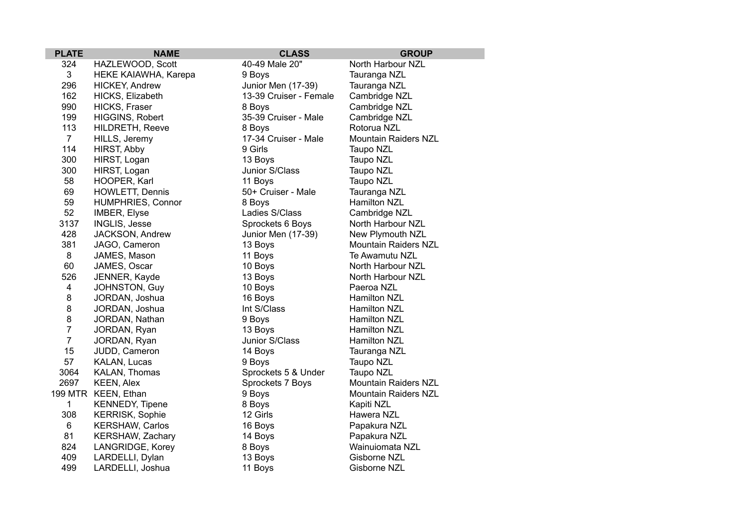| PLATE | NAME | CLASS | GROUP |
|---|---|---|---|
| 324 | HAZLEWOOD, Scott | 40-49 Male 20" | North Harbour NZL |
| 3 | HEKE KAIAWHA, Karepa | 9 Boys | Tauranga NZL |
| 296 | HICKEY, Andrew | Junior Men (17-39) | Tauranga NZL |
| 162 | HICKS, Elizabeth | 13-39 Cruiser - Female | Cambridge NZL |
| 990 | HICKS, Fraser | 8 Boys | Cambridge NZL |
| 199 | HIGGINS, Robert | 35-39 Cruiser - Male | Cambridge NZL |
| 113 | HILDRETH, Reeve | 8 Boys | Rotorua NZL |
| 7 | HILLS, Jeremy | 17-34 Cruiser - Male | Mountain Raiders NZL |
| 114 | HIRST, Abby | 9 Girls | Taupo NZL |
| 300 | HIRST, Logan | 13 Boys | Taupo NZL |
| 300 | HIRST, Logan | Junior S/Class | Taupo NZL |
| 58 | HOOPER, Karl | 11 Boys | Taupo NZL |
| 69 | HOWLETT, Dennis | 50+ Cruiser - Male | Tauranga NZL |
| 59 | HUMPHRIES, Connor | 8 Boys | Hamilton NZL |
| 52 | IMBER, Elyse | Ladies S/Class | Cambridge NZL |
| 3137 | INGLIS, Jesse | Sprockets 6 Boys | North Harbour NZL |
| 428 | JACKSON, Andrew | Junior Men (17-39) | New Plymouth NZL |
| 381 | JAGO, Cameron | 13 Boys | Mountain Raiders NZL |
| 8 | JAMES, Mason | 11 Boys | Te Awamutu NZL |
| 60 | JAMES, Oscar | 10 Boys | North Harbour NZL |
| 526 | JENNER, Kayde | 13 Boys | North Harbour NZL |
| 4 | JOHNSTON, Guy | 10 Boys | Paeroa NZL |
| 8 | JORDAN, Joshua | 16 Boys | Hamilton NZL |
| 8 | JORDAN, Joshua | Int S/Class | Hamilton NZL |
| 8 | JORDAN, Nathan | 9 Boys | Hamilton NZL |
| 7 | JORDAN, Ryan | 13 Boys | Hamilton NZL |
| 7 | JORDAN, Ryan | Junior S/Class | Hamilton NZL |
| 15 | JUDD, Cameron | 14 Boys | Tauranga NZL |
| 57 | KALAN, Lucas | 9 Boys | Taupo NZL |
| 3064 | KALAN, Thomas | Sprockets 5 & Under | Taupo NZL |
| 2697 | KEEN, Alex | Sprockets 7 Boys | Mountain Raiders NZL |
| 199 MTR | KEEN, Ethan | 9 Boys | Mountain Raiders NZL |
| 1 | KENNEDY, Tipene | 8 Boys | Kapiti NZL |
| 308 | KERRISK, Sophie | 12 Girls | Hawera NZL |
| 6 | KERSHAW, Carlos | 16 Boys | Papakura NZL |
| 81 | KERSHAW, Zachary | 14 Boys | Papakura NZL |
| 824 | LANGRIDGE, Korey | 8 Boys | Wainuiomata NZL |
| 409 | LARDELLI, Dylan | 13 Boys | Gisborne NZL |
| 499 | LARDELLI, Joshua | 11 Boys | Gisborne NZL |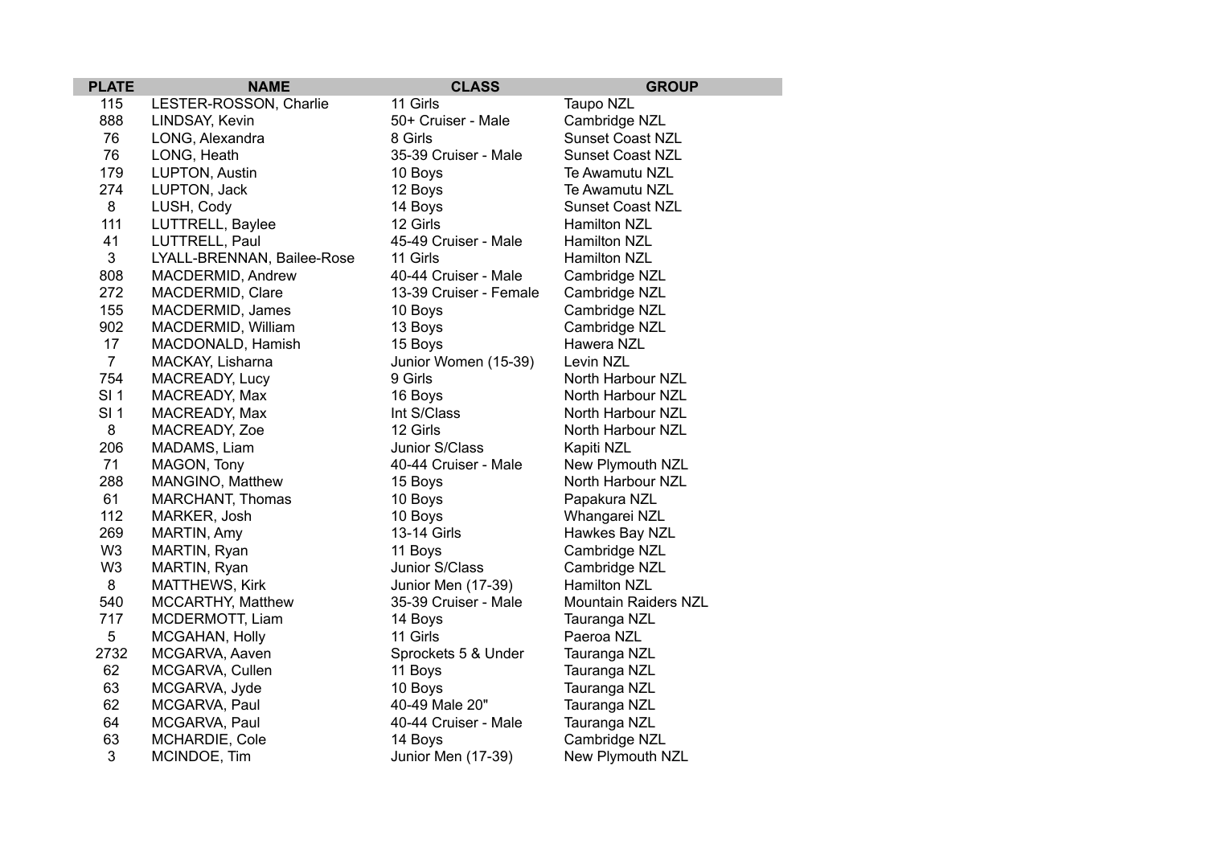| PLATE | NAME | CLASS | GROUP |
|---|---|---|---|
| 115 | LESTER-ROSSON, Charlie | 11 Girls | Taupo NZL |
| 888 | LINDSAY, Kevin | 50+ Cruiser - Male | Cambridge NZL |
| 76 | LONG, Alexandra | 8 Girls | Sunset Coast NZL |
| 76 | LONG, Heath | 35-39 Cruiser - Male | Sunset Coast NZL |
| 179 | LUPTON, Austin | 10 Boys | Te Awamutu NZL |
| 274 | LUPTON, Jack | 12 Boys | Te Awamutu NZL |
| 8 | LUSH, Cody | 14 Boys | Sunset Coast NZL |
| 111 | LUTTRELL, Baylee | 12 Girls | Hamilton NZL |
| 41 | LUTTRELL, Paul | 45-49 Cruiser - Male | Hamilton NZL |
| 3 | LYALL-BRENNAN, Bailee-Rose | 11 Girls | Hamilton NZL |
| 808 | MACDERMID, Andrew | 40-44 Cruiser - Male | Cambridge NZL |
| 272 | MACDERMID, Clare | 13-39 Cruiser - Female | Cambridge NZL |
| 155 | MACDERMID, James | 10 Boys | Cambridge NZL |
| 902 | MACDERMID, William | 13 Boys | Cambridge NZL |
| 17 | MACDONALD, Hamish | 15 Boys | Hawera NZL |
| 7 | MACKAY, Lisharna | Junior Women (15-39) | Levin NZL |
| 754 | MACREADY, Lucy | 9 Girls | North Harbour NZL |
| SI 1 | MACREADY, Max | 16 Boys | North Harbour NZL |
| SI 1 | MACREADY, Max | Int S/Class | North Harbour NZL |
| 8 | MACREADY, Zoe | 12 Girls | North Harbour NZL |
| 206 | MADAMS, Liam | Junior S/Class | Kapiti NZL |
| 71 | MAGON, Tony | 40-44 Cruiser - Male | New Plymouth NZL |
| 288 | MANGINO, Matthew | 15 Boys | North Harbour NZL |
| 61 | MARCHANT, Thomas | 10 Boys | Papakura NZL |
| 112 | MARKER, Josh | 10 Boys | Whangarei NZL |
| 269 | MARTIN, Amy | 13-14 Girls | Hawkes Bay NZL |
| W3 | MARTIN, Ryan | 11 Boys | Cambridge NZL |
| W3 | MARTIN, Ryan | Junior S/Class | Cambridge NZL |
| 8 | MATTHEWS, Kirk | Junior Men (17-39) | Hamilton NZL |
| 540 | MCCARTHY, Matthew | 35-39 Cruiser - Male | Mountain Raiders NZL |
| 717 | MCDERMOTT, Liam | 14 Boys | Tauranga NZL |
| 5 | MCGAHAN, Holly | 11 Girls | Paeroa NZL |
| 2732 | MCGARVA, Aaven | Sprockets 5 & Under | Tauranga NZL |
| 62 | MCGARVA, Cullen | 11 Boys | Tauranga NZL |
| 63 | MCGARVA, Jyde | 10 Boys | Tauranga NZL |
| 62 | MCGARVA, Paul | 40-49 Male 20" | Tauranga NZL |
| 64 | MCGARVA, Paul | 40-44 Cruiser - Male | Tauranga NZL |
| 63 | MCHARDIE, Cole | 14 Boys | Cambridge NZL |
| 3 | MCINDOE, Tim | Junior Men (17-39) | New Plymouth NZL |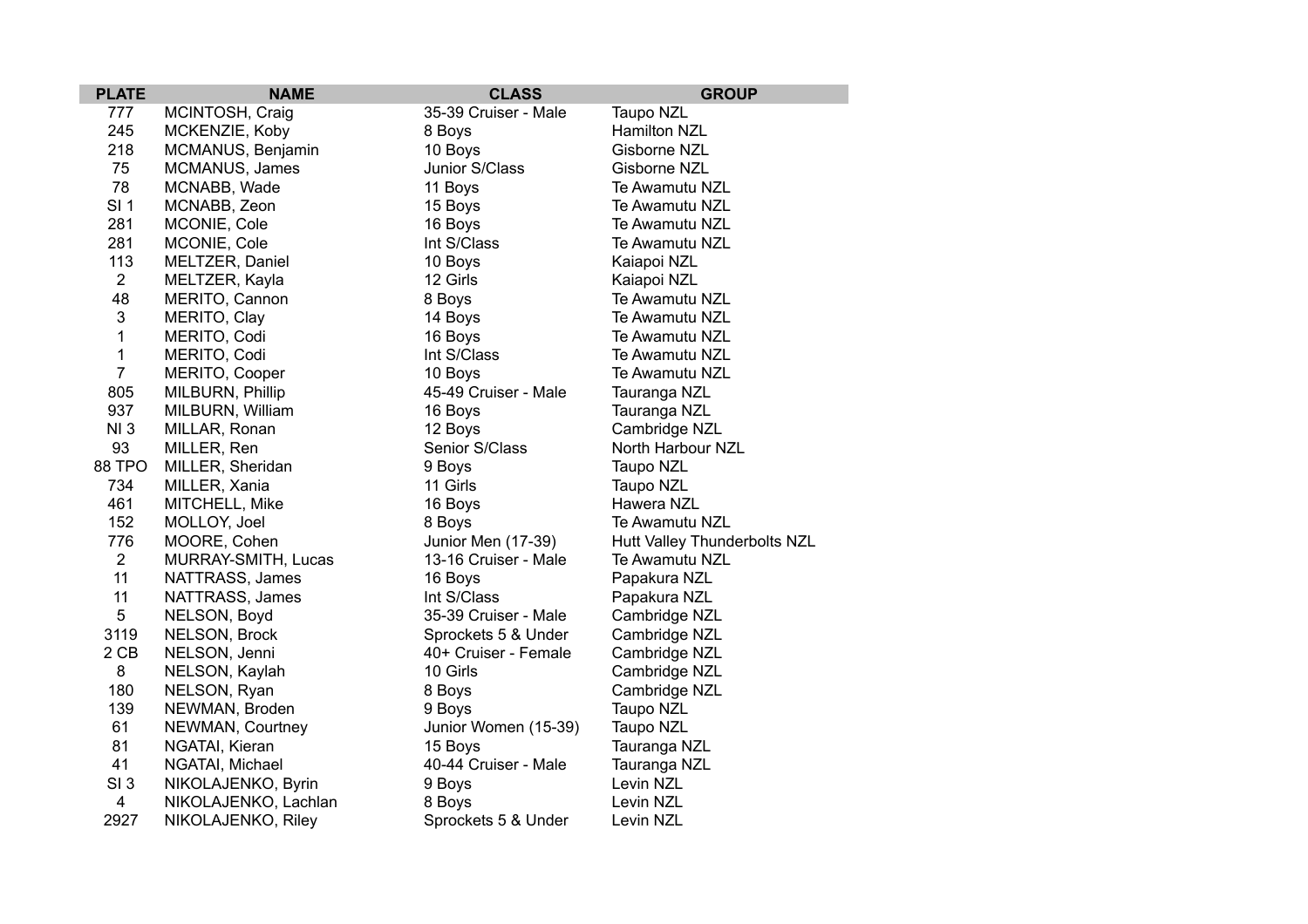| PLATE | NAME | CLASS | GROUP |
|---|---|---|---|
| 777 | MCINTOSH, Craig | 35-39 Cruiser - Male | Taupo NZL |
| 245 | MCKENZIE, Koby | 8 Boys | Hamilton NZL |
| 218 | MCMANUS, Benjamin | 10 Boys | Gisborne NZL |
| 75 | MCMANUS, James | Junior S/Class | Gisborne NZL |
| 78 | MCNABB, Wade | 11 Boys | Te Awamutu NZL |
| SI 1 | MCNABB, Zeon | 15 Boys | Te Awamutu NZL |
| 281 | MCONIE, Cole | 16 Boys | Te Awamutu NZL |
| 281 | MCONIE, Cole | Int S/Class | Te Awamutu NZL |
| 113 | MELTZER, Daniel | 10 Boys | Kaiapoi NZL |
| 2 | MELTZER, Kayla | 12 Girls | Kaiapoi NZL |
| 48 | MERITO, Cannon | 8 Boys | Te Awamutu NZL |
| 3 | MERITO, Clay | 14 Boys | Te Awamutu NZL |
| 1 | MERITO, Codi | 16 Boys | Te Awamutu NZL |
| 1 | MERITO, Codi | Int S/Class | Te Awamutu NZL |
| 7 | MERITO, Cooper | 10 Boys | Te Awamutu NZL |
| 805 | MILBURN, Phillip | 45-49 Cruiser - Male | Tauranga NZL |
| 937 | MILBURN, William | 16 Boys | Tauranga NZL |
| NI 3 | MILLAR, Ronan | 12 Boys | Cambridge NZL |
| 93 | MILLER, Ren | Senior S/Class | North Harbour NZL |
| 88 TPO | MILLER, Sheridan | 9 Boys | Taupo NZL |
| 734 | MILLER, Xania | 11 Girls | Taupo NZL |
| 461 | MITCHELL, Mike | 16 Boys | Hawera NZL |
| 152 | MOLLOY, Joel | 8 Boys | Te Awamutu NZL |
| 776 | MOORE, Cohen | Junior Men (17-39) | Hutt Valley Thunderbolts NZL |
| 2 | MURRAY-SMITH, Lucas | 13-16 Cruiser - Male | Te Awamutu NZL |
| 11 | NATTRASS, James | 16 Boys | Papakura NZL |
| 11 | NATTRASS, James | Int S/Class | Papakura NZL |
| 5 | NELSON, Boyd | 35-39 Cruiser - Male | Cambridge NZL |
| 3119 | NELSON, Brock | Sprockets 5 & Under | Cambridge NZL |
| 2 CB | NELSON, Jenni | 40+ Cruiser - Female | Cambridge NZL |
| 8 | NELSON, Kaylah | 10 Girls | Cambridge NZL |
| 180 | NELSON, Ryan | 8 Boys | Cambridge NZL |
| 139 | NEWMAN, Broden | 9 Boys | Taupo NZL |
| 61 | NEWMAN, Courtney | Junior Women (15-39) | Taupo NZL |
| 81 | NGATAI, Kieran | 15 Boys | Tauranga NZL |
| 41 | NGATAI, Michael | 40-44 Cruiser - Male | Tauranga NZL |
| SI 3 | NIKOLAJENKO, Byrin | 9 Boys | Levin NZL |
| 4 | NIKOLAJENKO, Lachlan | 8 Boys | Levin NZL |
| 2927 | NIKOLAJENKO, Riley | Sprockets 5 & Under | Levin NZL |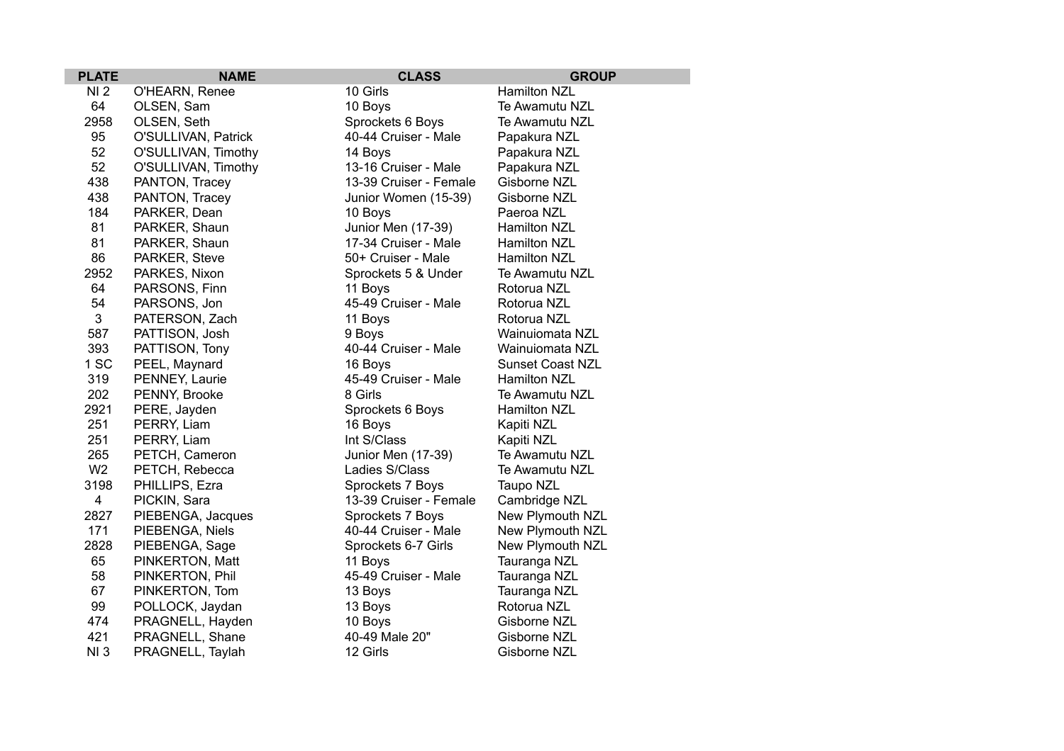| PLATE | NAME | CLASS | GROUP |
|---|---|---|---|
| NI 2 | O'HEARN, Renee | 10 Girls | Hamilton NZL |
| 64 | OLSEN, Sam | 10 Boys | Te Awamutu NZL |
| 2958 | OLSEN, Seth | Sprockets 6 Boys | Te Awamutu NZL |
| 95 | O'SULLIVAN, Patrick | 40-44 Cruiser - Male | Papakura NZL |
| 52 | O'SULLIVAN, Timothy | 14 Boys | Papakura NZL |
| 52 | O'SULLIVAN, Timothy | 13-16 Cruiser - Male | Papakura NZL |
| 438 | PANTON, Tracey | 13-39 Cruiser - Female | Gisborne NZL |
| 438 | PANTON, Tracey | Junior Women (15-39) | Gisborne NZL |
| 184 | PARKER, Dean | 10 Boys | Paeroa NZL |
| 81 | PARKER, Shaun | Junior Men (17-39) | Hamilton NZL |
| 81 | PARKER, Shaun | 17-34 Cruiser - Male | Hamilton NZL |
| 86 | PARKER, Steve | 50+ Cruiser - Male | Hamilton NZL |
| 2952 | PARKES, Nixon | Sprockets 5 & Under | Te Awamutu NZL |
| 64 | PARSONS, Finn | 11 Boys | Rotorua NZL |
| 54 | PARSONS, Jon | 45-49 Cruiser - Male | Rotorua NZL |
| 3 | PATERSON, Zach | 11 Boys | Rotorua NZL |
| 587 | PATTISON, Josh | 9 Boys | Wainuiomata NZL |
| 393 | PATTISON, Tony | 40-44 Cruiser - Male | Wainuiomata NZL |
| 1 SC | PEEL, Maynard | 16 Boys | Sunset Coast NZL |
| 319 | PENNEY, Laurie | 45-49 Cruiser - Male | Hamilton NZL |
| 202 | PENNY, Brooke | 8 Girls | Te Awamutu NZL |
| 2921 | PERE, Jayden | Sprockets 6 Boys | Hamilton NZL |
| 251 | PERRY, Liam | 16 Boys | Kapiti NZL |
| 251 | PERRY, Liam | Int S/Class | Kapiti NZL |
| 265 | PETCH, Cameron | Junior Men (17-39) | Te Awamutu NZL |
| W2 | PETCH, Rebecca | Ladies S/Class | Te Awamutu NZL |
| 3198 | PHILLIPS, Ezra | Sprockets 7 Boys | Taupo NZL |
| 4 | PICKIN, Sara | 13-39 Cruiser - Female | Cambridge NZL |
| 2827 | PIEBENGA, Jacques | Sprockets 7 Boys | New Plymouth NZL |
| 171 | PIEBENGA, Niels | 40-44 Cruiser - Male | New Plymouth NZL |
| 2828 | PIEBENGA, Sage | Sprockets 6-7 Girls | New Plymouth NZL |
| 65 | PINKERTON, Matt | 11 Boys | Tauranga NZL |
| 58 | PINKERTON, Phil | 45-49 Cruiser - Male | Tauranga NZL |
| 67 | PINKERTON, Tom | 13 Boys | Tauranga NZL |
| 99 | POLLOCK, Jaydan | 13 Boys | Rotorua NZL |
| 474 | PRAGNELL, Hayden | 10 Boys | Gisborne NZL |
| 421 | PRAGNELL, Shane | 40-49 Male 20" | Gisborne NZL |
| NI 3 | PRAGNELL, Taylah | 12 Girls | Gisborne NZL |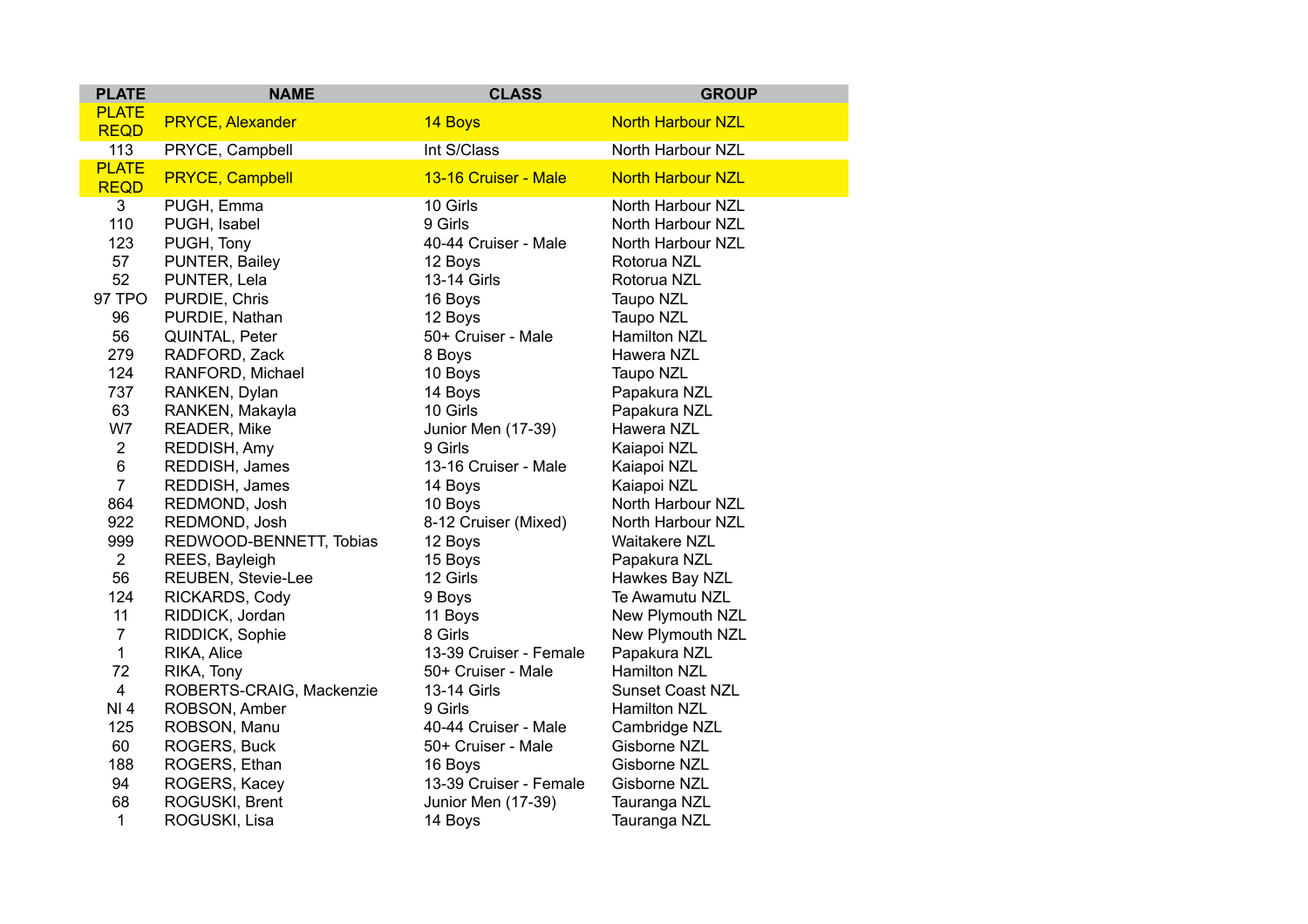| PLATE | NAME | CLASS | GROUP |
|---|---|---|---|
| PLATE REQD | PRYCE, Alexander | 14 Boys | North Harbour NZL |
| 113 | PRYCE, Campbell | Int S/Class | North Harbour NZL |
| PLATE REQD | PRYCE, Campbell | 13-16 Cruiser - Male | North Harbour NZL |
| 3 | PUGH, Emma | 10 Girls | North Harbour NZL |
| 110 | PUGH, Isabel | 9 Girls | North Harbour NZL |
| 123 | PUGH, Tony | 40-44 Cruiser - Male | North Harbour NZL |
| 57 | PUNTER, Bailey | 12 Boys | Rotorua NZL |
| 52 | PUNTER, Lela | 13-14 Girls | Rotorua NZL |
| 97 TPO | PURDIE, Chris | 16 Boys | Taupo NZL |
| 96 | PURDIE, Nathan | 12 Boys | Taupo NZL |
| 56 | QUINTAL, Peter | 50+ Cruiser - Male | Hamilton NZL |
| 279 | RADFORD, Zack | 8 Boys | Hawera NZL |
| 124 | RANFORD, Michael | 10 Boys | Taupo NZL |
| 737 | RANKEN, Dylan | 14 Boys | Papakura NZL |
| 63 | RANKEN, Makayla | 10 Girls | Papakura NZL |
| W7 | READER, Mike | Junior Men (17-39) | Hawera NZL |
| 2 | REDDISH, Amy | 9 Girls | Kaiapoi NZL |
| 6 | REDDISH, James | 13-16 Cruiser - Male | Kaiapoi NZL |
| 7 | REDDISH, James | 14 Boys | Kaiapoi NZL |
| 864 | REDMOND, Josh | 10 Boys | North Harbour NZL |
| 922 | REDMOND, Josh | 8-12 Cruiser (Mixed) | North Harbour NZL |
| 999 | REDWOOD-BENNETT, Tobias | 12 Boys | Waitakere NZL |
| 2 | REES, Bayleigh | 15 Boys | Papakura NZL |
| 56 | REUBEN, Stevie-Lee | 12 Girls | Hawkes Bay NZL |
| 124 | RICKARDS, Cody | 9 Boys | Te Awamutu NZL |
| 11 | RIDDICK, Jordan | 11 Boys | New Plymouth NZL |
| 7 | RIDDICK, Sophie | 8 Girls | New Plymouth NZL |
| 1 | RIKA, Alice | 13-39 Cruiser - Female | Papakura NZL |
| 72 | RIKA, Tony | 50+ Cruiser - Male | Hamilton NZL |
| 4 | ROBERTS-CRAIG, Mackenzie | 13-14 Girls | Sunset Coast NZL |
| NI 4 | ROBSON, Amber | 9 Girls | Hamilton NZL |
| 125 | ROBSON, Manu | 40-44 Cruiser - Male | Cambridge NZL |
| 60 | ROGERS, Buck | 50+ Cruiser - Male | Gisborne NZL |
| 188 | ROGERS, Ethan | 16 Boys | Gisborne NZL |
| 94 | ROGERS, Kacey | 13-39 Cruiser - Female | Gisborne NZL |
| 68 | ROGUSKI, Brent | Junior Men (17-39) | Tauranga NZL |
| 1 | ROGUSKI, Lisa | 14 Boys | Tauranga NZL |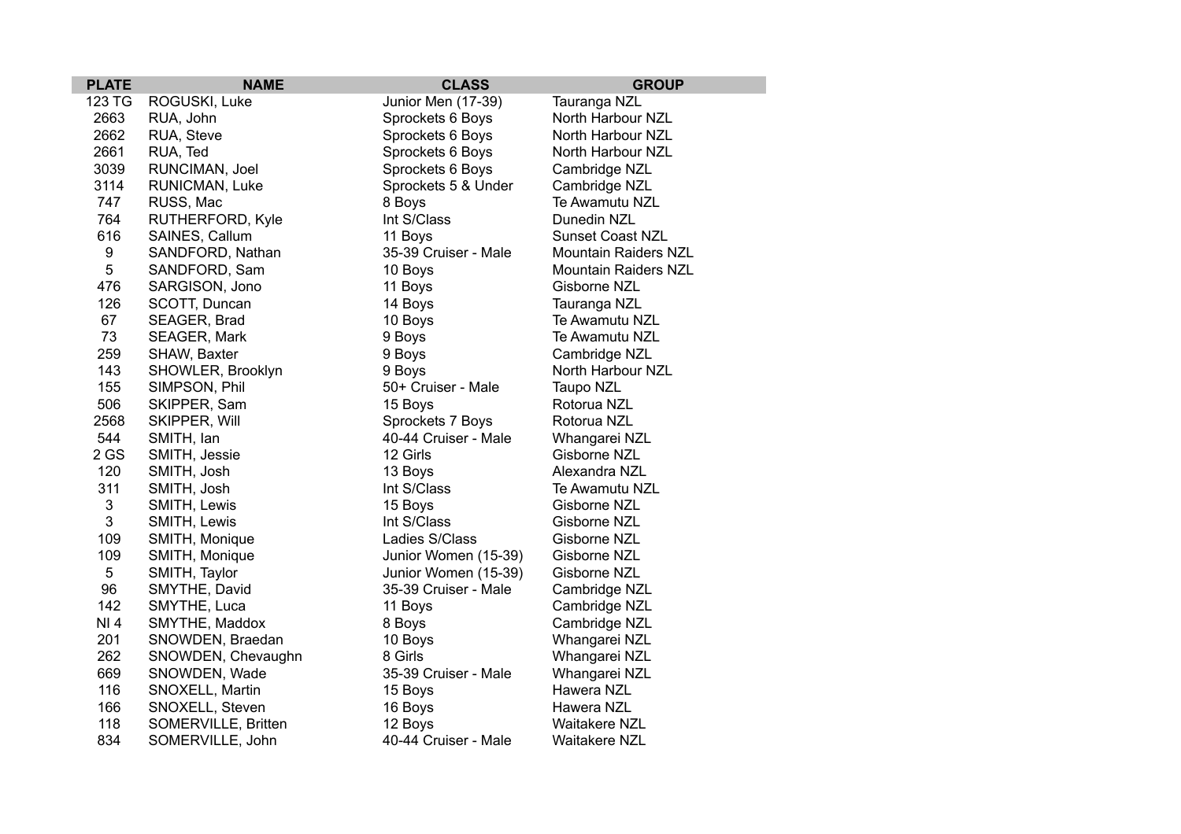| PLATE | NAME | CLASS | GROUP |
|---|---|---|---|
| 123 TG | ROGUSKI, Luke | Junior Men (17-39) | Tauranga NZL |
| 2663 | RUA, John | Sprockets 6 Boys | North Harbour NZL |
| 2662 | RUA, Steve | Sprockets 6 Boys | North Harbour NZL |
| 2661 | RUA, Ted | Sprockets 6 Boys | North Harbour NZL |
| 3039 | RUNCIMAN, Joel | Sprockets 6 Boys | Cambridge NZL |
| 3114 | RUNICMAN, Luke | Sprockets 5 & Under | Cambridge NZL |
| 747 | RUSS, Mac | 8 Boys | Te Awamutu NZL |
| 764 | RUTHERFORD, Kyle | Int S/Class | Dunedin NZL |
| 616 | SAINES, Callum | 11 Boys | Sunset Coast NZL |
| 9 | SANDFORD, Nathan | 35-39 Cruiser - Male | Mountain Raiders NZL |
| 5 | SANDFORD, Sam | 10 Boys | Mountain Raiders NZL |
| 476 | SARGISON, Jono | 11 Boys | Gisborne NZL |
| 126 | SCOTT, Duncan | 14 Boys | Tauranga NZL |
| 67 | SEAGER, Brad | 10 Boys | Te Awamutu NZL |
| 73 | SEAGER, Mark | 9 Boys | Te Awamutu NZL |
| 259 | SHAW, Baxter | 9 Boys | Cambridge NZL |
| 143 | SHOWLER, Brooklyn | 9 Boys | North Harbour NZL |
| 155 | SIMPSON, Phil | 50+ Cruiser - Male | Taupo NZL |
| 506 | SKIPPER, Sam | 15 Boys | Rotorua NZL |
| 2568 | SKIPPER, Will | Sprockets 7 Boys | Rotorua NZL |
| 544 | SMITH, Ian | 40-44 Cruiser - Male | Whangarei NZL |
| 2 GS | SMITH, Jessie | 12 Girls | Gisborne NZL |
| 120 | SMITH, Josh | 13 Boys | Alexandra NZL |
| 311 | SMITH, Josh | Int S/Class | Te Awamutu NZL |
| 3 | SMITH, Lewis | 15 Boys | Gisborne NZL |
| 3 | SMITH, Lewis | Int S/Class | Gisborne NZL |
| 109 | SMITH, Monique | Ladies S/Class | Gisborne NZL |
| 109 | SMITH, Monique | Junior Women (15-39) | Gisborne NZL |
| 5 | SMITH, Taylor | Junior Women (15-39) | Gisborne NZL |
| 96 | SMYTHE, David | 35-39 Cruiser - Male | Cambridge NZL |
| 142 | SMYTHE, Luca | 11 Boys | Cambridge NZL |
| NI 4 | SMYTHE, Maddox | 8 Boys | Cambridge NZL |
| 201 | SNOWDEN, Braedan | 10 Boys | Whangarei NZL |
| 262 | SNOWDEN, Chevaughn | 8 Girls | Whangarei NZL |
| 669 | SNOWDEN, Wade | 35-39 Cruiser - Male | Whangarei NZL |
| 116 | SNOXELL, Martin | 15 Boys | Hawera NZL |
| 166 | SNOXELL, Steven | 16 Boys | Hawera NZL |
| 118 | SOMERVILLE, Britten | 12 Boys | Waitakere NZL |
| 834 | SOMERVILLE, John | 40-44 Cruiser - Male | Waitakere NZL |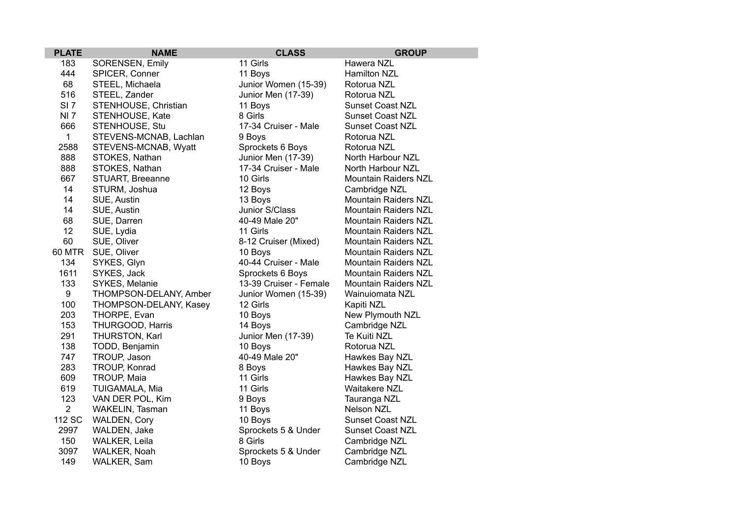| PLATE | NAME | CLASS | GROUP |
|---|---|---|---|
| 183 | SORENSEN, Emily | 11 Girls | Hawera NZL |
| 444 | SPICER, Conner | 11 Boys | Hamilton NZL |
| 68 | STEEL, Michaela | Junior Women (15-39) | Rotorua NZL |
| 516 | STEEL, Zander | Junior Men (17-39) | Rotorua NZL |
| SI 7 | STENHOUSE, Christian | 11 Boys | Sunset Coast NZL |
| NI 7 | STENHOUSE, Kate | 8 Girls | Sunset Coast NZL |
| 666 | STENHOUSE, Stu | 17-34 Cruiser - Male | Sunset Coast NZL |
| 1 | STEVENS-MCNAB, Lachlan | 9 Boys | Rotorua NZL |
| 2588 | STEVENS-MCNAB, Wyatt | Sprockets 6 Boys | Rotorua NZL |
| 888 | STOKES, Nathan | Junior Men (17-39) | North Harbour NZL |
| 888 | STOKES, Nathan | 17-34 Cruiser - Male | North Harbour NZL |
| 667 | STUART, Breeanne | 10 Girls | Mountain Raiders NZL |
| 14 | STURM, Joshua | 12 Boys | Cambridge NZL |
| 14 | SUE, Austin | 13 Boys | Mountain Raiders NZL |
| 14 | SUE, Austin | Junior S/Class | Mountain Raiders NZL |
| 68 | SUE, Darren | 40-49 Male 20" | Mountain Raiders NZL |
| 12 | SUE, Lydia | 11 Girls | Mountain Raiders NZL |
| 60 | SUE, Oliver | 8-12 Cruiser (Mixed) | Mountain Raiders NZL |
| 60 MTR | SUE, Oliver | 10 Boys | Mountain Raiders NZL |
| 134 | SYKES, Glyn | 40-44 Cruiser - Male | Mountain Raiders NZL |
| 1611 | SYKES, Jack | Sprockets 6 Boys | Mountain Raiders NZL |
| 133 | SYKES, Melanie | 13-39 Cruiser - Female | Mountain Raiders NZL |
| 9 | THOMPSON-DELANY, Amber | Junior Women (15-39) | Wainuiomata NZL |
| 100 | THOMPSON-DELANY, Kasey | 12 Girls | Kapiti NZL |
| 203 | THORPE, Evan | 10 Boys | New Plymouth NZL |
| 153 | THURGOOD, Harris | 14 Boys | Cambridge NZL |
| 291 | THURSTON, Karl | Junior Men (17-39) | Te Kuiti NZL |
| 138 | TODD, Benjamin | 10 Boys | Rotorua NZL |
| 747 | TROUP, Jason | 40-49 Male 20" | Hawkes Bay NZL |
| 283 | TROUP, Konrad | 8 Boys | Hawkes Bay NZL |
| 609 | TROUP, Maia | 11 Girls | Hawkes Bay NZL |
| 619 | TUIGAMALA, Mia | 11 Girls | Waitakere NZL |
| 123 | VAN DER POL, Kim | 9 Boys | Tauranga NZL |
| 2 | WAKELIN, Tasman | 11 Boys | Nelson NZL |
| 112 SC | WALDEN, Cory | 10 Boys | Sunset Coast NZL |
| 2997 | WALDEN, Jake | Sprockets 5 & Under | Sunset Coast NZL |
| 150 | WALKER, Leila | 8 Girls | Cambridge NZL |
| 3097 | WALKER, Noah | Sprockets 5 & Under | Cambridge NZL |
| 149 | WALKER, Sam | 10 Boys | Cambridge NZL |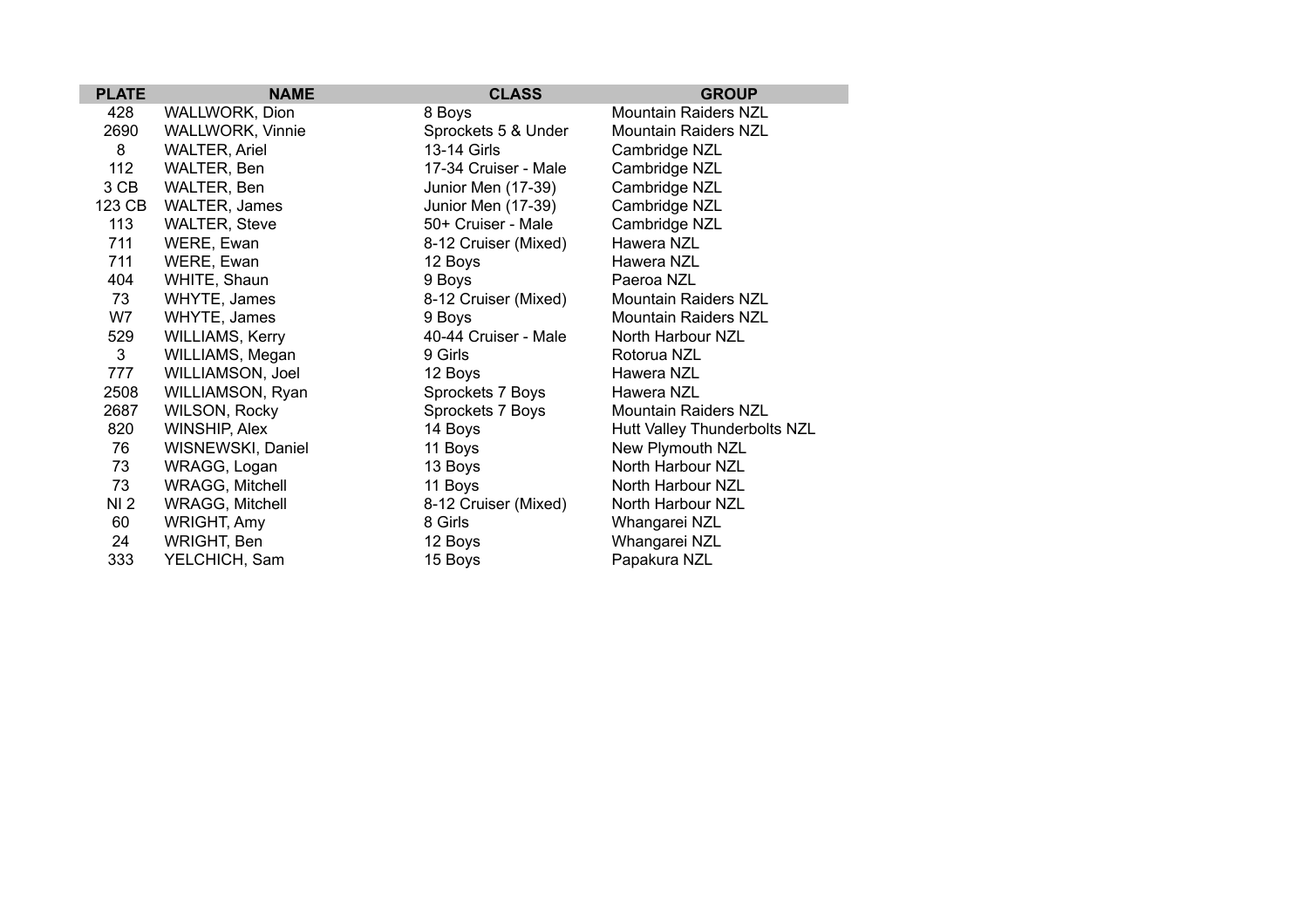| PLATE | NAME | CLASS | GROUP |
| --- | --- | --- | --- |
| 428 | WALLWORK, Dion | 8 Boys | Mountain Raiders NZL |
| 2690 | WALLWORK, Vinnie | Sprockets 5 & Under | Mountain Raiders NZL |
| 8 | WALTER, Ariel | 13-14 Girls | Cambridge NZL |
| 112 | WALTER, Ben | 17-34 Cruiser - Male | Cambridge NZL |
| 3 CB | WALTER, Ben | Junior Men (17-39) | Cambridge NZL |
| 123 CB | WALTER, James | Junior Men (17-39) | Cambridge NZL |
| 113 | WALTER, Steve | 50+ Cruiser - Male | Cambridge NZL |
| 711 | WERE, Ewan | 8-12 Cruiser (Mixed) | Hawera NZL |
| 711 | WERE, Ewan | 12 Boys | Hawera NZL |
| 404 | WHITE, Shaun | 9 Boys | Paeroa NZL |
| 73 | WHYTE, James | 8-12 Cruiser (Mixed) | Mountain Raiders NZL |
| W7 | WHYTE, James | 9 Boys | Mountain Raiders NZL |
| 529 | WILLIAMS, Kerry | 40-44 Cruiser - Male | North Harbour NZL |
| 3 | WILLIAMS, Megan | 9 Girls | Rotorua NZL |
| 777 | WILLIAMSON, Joel | 12 Boys | Hawera NZL |
| 2508 | WILLIAMSON, Ryan | Sprockets 7 Boys | Hawera NZL |
| 2687 | WILSON, Rocky | Sprockets 7 Boys | Mountain Raiders NZL |
| 820 | WINSHIP, Alex | 14 Boys | Hutt Valley Thunderbolts NZL |
| 76 | WISNEWSKI, Daniel | 11 Boys | New Plymouth NZL |
| 73 | WRAGG, Logan | 13 Boys | North Harbour NZL |
| 73 | WRAGG, Mitchell | 11 Boys | North Harbour NZL |
| NI 2 | WRAGG, Mitchell | 8-12 Cruiser (Mixed) | North Harbour NZL |
| 60 | WRIGHT, Amy | 8 Girls | Whangarei NZL |
| 24 | WRIGHT, Ben | 12 Boys | Whangarei NZL |
| 333 | YELCHICH, Sam | 15 Boys | Papakura NZL |